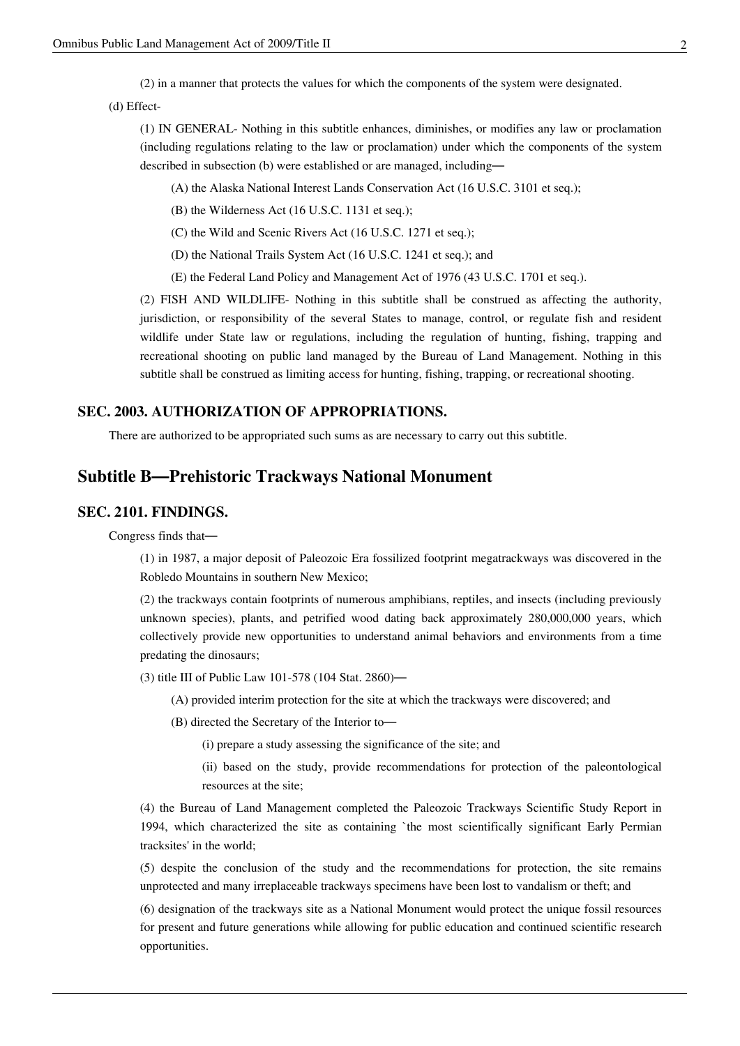(2) in a manner that protects the values for which the components of the system were designated.

(d) Effect-

(1) IN GENERAL- Nothing in this subtitle enhances, diminishes, or modifies any law or proclamation (including regulations relating to the law or proclamation) under which the components of the system described in subsection (b) were established or are managed, including—

(A) the Alaska National Interest Lands Conservation Act (16 U.S.C. 3101 et seq.);

(B) the Wilderness Act (16 U.S.C. 1131 et seq.);

(C) the Wild and Scenic Rivers Act (16 U.S.C. 1271 et seq.);

(D) the National Trails System Act (16 U.S.C. 1241 et seq.); and

(E) the Federal Land Policy and Management Act of 1976 (43 U.S.C. 1701 et seq.).

(2) FISH AND WILDLIFE- Nothing in this subtitle shall be construed as affecting the authority, jurisdiction, or responsibility of the several States to manage, control, or regulate fish and resident wildlife under State law or regulations, including the regulation of hunting, fishing, trapping and recreational shooting on public land managed by the Bureau of Land Management. Nothing in this subtitle shall be construed as limiting access for hunting, fishing, trapping, or recreational shooting.

### SEC. 2003. AUTHORIZATION OF APPROPRIATIONS.

There are authorized to be appropriated such sums as are necessary to carry out this subtitle.

## Subtitle B—Prehistoric Trackways National Monument

### SEC. 2101. FINDINGS.

Congress finds that—

(1) in 1987, a major deposit of Paleozoic Era fossilized footprint megatrackways was discovered in the Robledo Mountains in southern New Mexico;

(2) the trackways contain footprints of numerous amphibians, reptiles, and insects (including previously unknown species), plants, and petrified wood dating back approximately 280,000,000 years, which collectively provide new opportunities to understand animal behaviors and environments from a time predating the dinosaurs;

(3) title III of Public Law 101-578 (104 Stat. 2860)—

(A) provided interim protection for the site at which the trackways were discovered; and

(B) directed the Secretary of the Interior to—

(i) prepare a study assessing the significance of the site; and

(ii) based on the study, provide recommendations for protection of the paleontological resources at the site;

(4) the Bureau of Land Management completed the Paleozoic Trackways Scientific Study Report in 1994, which characterized the site as containing `the most scientifically significant Early Permian tracksites' in the world;

(5) despite the conclusion of the study and the recommendations for protection, the site remains unprotected and many irreplaceable trackways specimens have been lost to vandalism or theft; and

(6) designation of the trackways site as a National Monument would protect the unique fossil resources for present and future generations while allowing for public education and continued scientific research opportunities.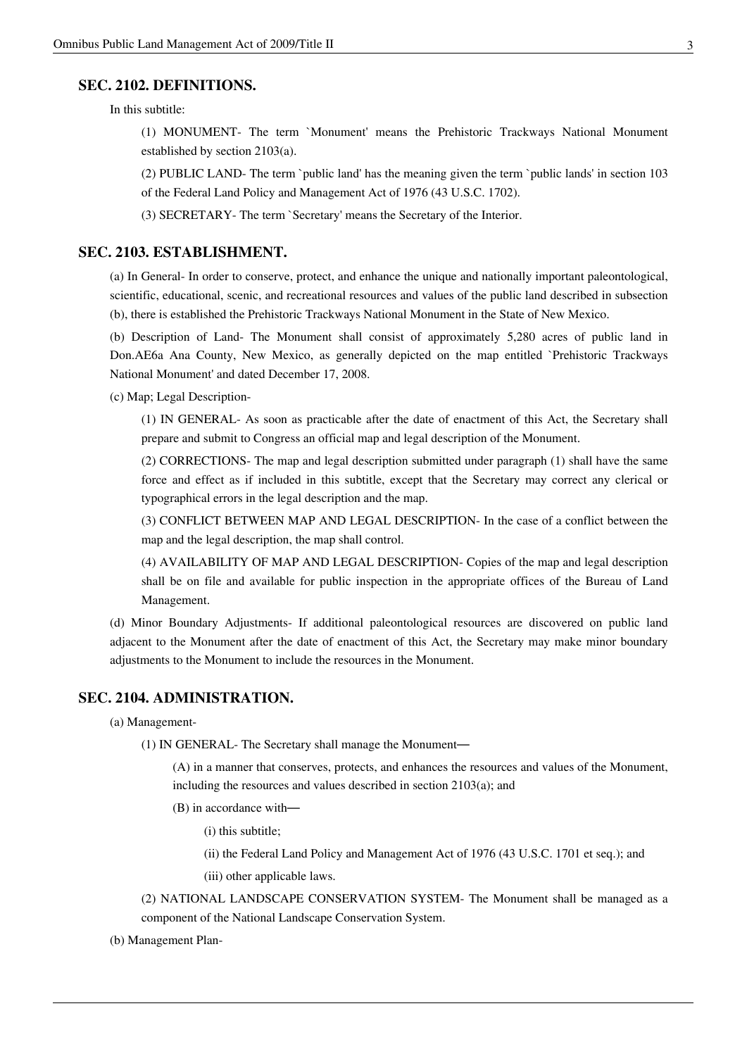## SEC. 2102. DEFINITIONS.

In this subtitle:

(1) MONUMENT- The term `Monument' means the Prehistoric Trackways National Monument established by section 2103(a).

(2) PUBLIC LAND- The term `public land' has the meaning given the term `public lands' in section 103 of the Federal Land Policy and Management Act of 1976 (43 U.S.C. 1702).

(3) SECRETARY- The term `Secretary' means the Secretary of the Interior.

## SEC. 2103. ESTABLISHMENT.

(a) In General- In order to conserve, protect, and enhance the unique and nationally important paleontological, scientific, educational, scenic, and recreational resources and values of the public land described in subsection (b), there is established the Prehistoric Trackways National Monument in the State of New Mexico.

(b) Description of Land- The Monument shall consist of approximately 5,280 acres of public land in Don.AE6a Ana County, New Mexico, as generally depicted on the map entitled `Prehistoric Trackways National Monument' and dated December 17, 2008.

(c) Map; Legal Description-

(1) IN GENERAL- As soon as practicable after the date of enactment of this Act, the Secretary shall prepare and submit to Congress an official map and legal description of the Monument.

(2) CORRECTIONS- The map and legal description submitted under paragraph (1) shall have the same force and effect as if included in this subtitle, except that the Secretary may correct any clerical or typographical errors in the legal description and the map.

(3) CONFLICT BETWEEN MAP AND LEGAL DESCRIPTION- In the case of a conflict between the map and the legal description, the map shall control.

(4) AVAILABILITY OF MAP AND LEGAL DESCRIPTION- Copies of the map and legal description shall be on file and available for public inspection in the appropriate offices of the Bureau of Land Management.

(d) Minor Boundary Adjustments- If additional paleontological resources are discovered on public land adjacent to the Monument after the date of enactment of this Act, the Secretary may make minor boundary adjustments to the Monument to include the resources in the Monument.

## SEC. 2104. ADMINISTRATION.

(a) Management-

(1) IN GENERAL- The Secretary shall manage the Monument―

(A) in a manner that conserves, protects, and enhances the resources and values of the Monument, including the resources and values described in section 2103(a); and

(B) in accordance with―

(i) this subtitle;

(ii) the Federal Land Policy and Management Act of 1976 (43 U.S.C. 1701 et seq.); and

(iii) other applicable laws.

(2) NATIONAL LANDSCAPE CONSERVATION SYSTEM- The Monument shall be managed as a component of the National Landscape Conservation System.

(b) Management Plan-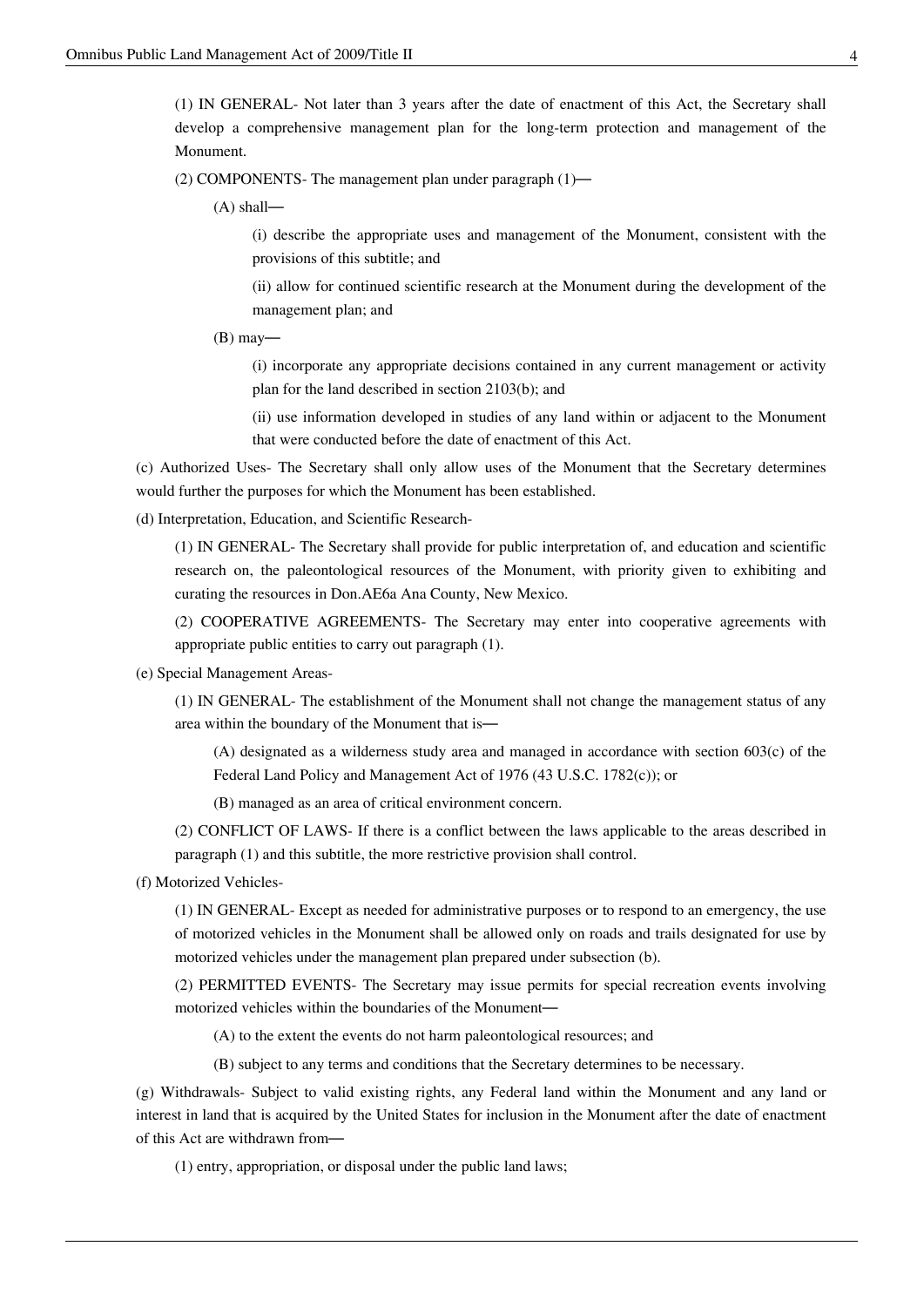(1) IN GENERAL- Not later than 3 years after the date of enactment of this Act, the Secretary shall develop a comprehensive management plan for the long-term protection and management of the Monument.

(2) COMPONENTS- The management plan under paragraph (1)—

(A) shall—

(i) describe the appropriate uses and management of the Monument, consistent with the provisions of this subtitle; and

(ii) allow for continued scientific research at the Monument during the development of the management plan; and

(B) may—

(i) incorporate any appropriate decisions contained in any current management or activity plan for the land described in section 2103(b); and

(ii) use information developed in studies of any land within or adjacent to the Monument that were conducted before the date of enactment of this Act.

(c) Authorized Uses- The Secretary shall only allow uses of the Monument that the Secretary determines would further the purposes for which the Monument has been established.

(d) Interpretation, Education, and Scientific Research-

(1) IN GENERAL- The Secretary shall provide for public interpretation of, and education and scientific research on, the paleontological resources of the Monument, with priority given to exhibiting and curating the resources in Don.AE6a Ana County, New Mexico.

(2) COOPERATIVE AGREEMENTS- The Secretary may enter into cooperative agreements with appropriate public entities to carry out paragraph (1).

(e) Special Management Areas-

(1) IN GENERAL- The establishment of the Monument shall not change the management status of any area within the boundary of the Monument that is—

(A) designated as a wilderness study area and managed in accordance with section 603(c) of the Federal Land Policy and Management Act of 1976 (43 U.S.C. 1782(c)); or

(B) managed as an area of critical environment concern.

(2) CONFLICT OF LAWS- If there is a conflict between the laws applicable to the areas described in paragraph (1) and this subtitle, the more restrictive provision shall control.

(f) Motorized Vehicles-

(1) IN GENERAL- Except as needed for administrative purposes or to respond to an emergency, the use of motorized vehicles in the Monument shall be allowed only on roads and trails designated for use by motorized vehicles under the management plan prepared under subsection (b).

(2) PERMITTED EVENTS- The Secretary may issue permits for special recreation events involving motorized vehicles within the boundaries of the Monument—

(A) to the extent the events do not harm paleontological resources; and

(B) subject to any terms and conditions that the Secretary determines to be necessary.

(g) Withdrawals- Subject to valid existing rights, any Federal land within the Monument and any land or interest in land that is acquired by the United States for inclusion in the Monument after the date of enactment of this Act are withdrawn from—

(1) entry, appropriation, or disposal under the public land laws;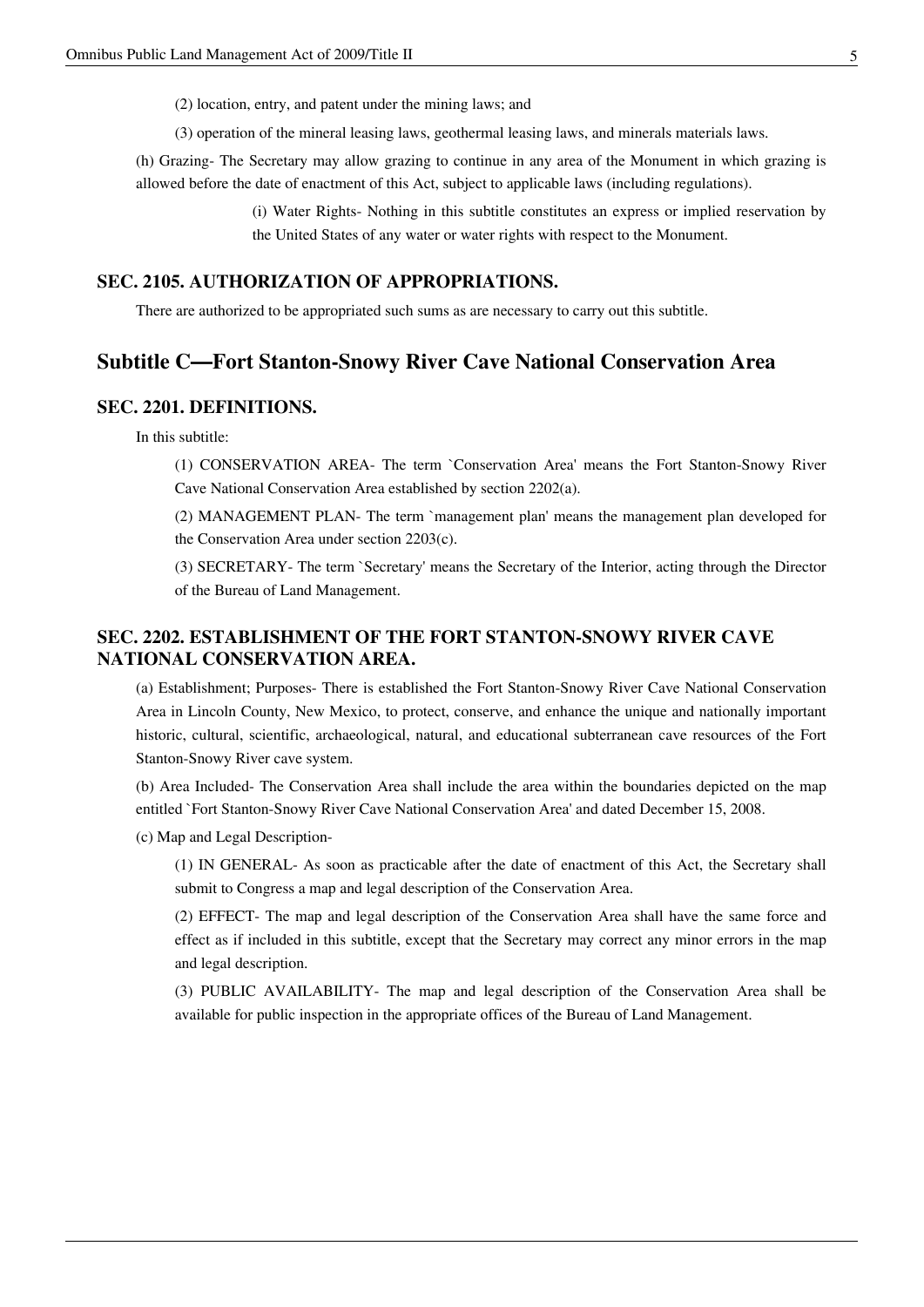(2) location, entry, and patent under the mining laws; and

(3) operation of the mineral leasing laws, geothermal leasing laws, and minerals materials laws.

(h) Grazing- The Secretary may allow grazing to continue in any area of the Monument in which grazing is allowed before the date of enactment of this Act, subject to applicable laws (including regulations).

(i) Water Rights- Nothing in this subtitle constitutes an express or implied reservation by the United States of any water or water rights with respect to the Monument.

### SEC. 2105. AUTHORIZATION OF APPROPRIATIONS.

There are authorized to be appropriated such sums as are necessary to carry out this subtitle.

## Subtitle C—Fort Stanton-Snowy River Cave National Conservation Area

### SEC. 2201. DEFINITIONS.

In this subtitle:

(1) CONSERVATION AREA- The term `Conservation Area' means the Fort Stanton-Snowy River Cave National Conservation Area established by section 2202(a).

(2) MANAGEMENT PLAN- The term `management plan' means the management plan developed for the Conservation Area under section 2203(c).

(3) SECRETARY- The term `Secretary' means the Secretary of the Interior, acting through the Director of the Bureau of Land Management.

### SEC. 2202. ESTABLISHMENT OF THE FORT STANTON-SNOWY RIVER CAVE NATIONAL CONSERVATION AREA.

(a) Establishment; Purposes- There is established the Fort Stanton-Snowy River Cave National Conservation Area in Lincoln County, New Mexico, to protect, conserve, and enhance the unique and nationally important historic, cultural, scientific, archaeological, natural, and educational subterranean cave resources of the Fort Stanton-Snowy River cave system.

(b) Area Included- The Conservation Area shall include the area within the boundaries depicted on the map entitled `Fort Stanton-Snowy River Cave National Conservation Area' and dated December 15, 2008.

(c) Map and Legal Description-

(1) IN GENERAL- As soon as practicable after the date of enactment of this Act, the Secretary shall submit to Congress a map and legal description of the Conservation Area.

(2) EFFECT- The map and legal description of the Conservation Area shall have the same force and effect as if included in this subtitle, except that the Secretary may correct any minor errors in the map and legal description.

(3) PUBLIC AVAILABILITY- The map and legal description of the Conservation Area shall be available for public inspection in the appropriate offices of the Bureau of Land Management.